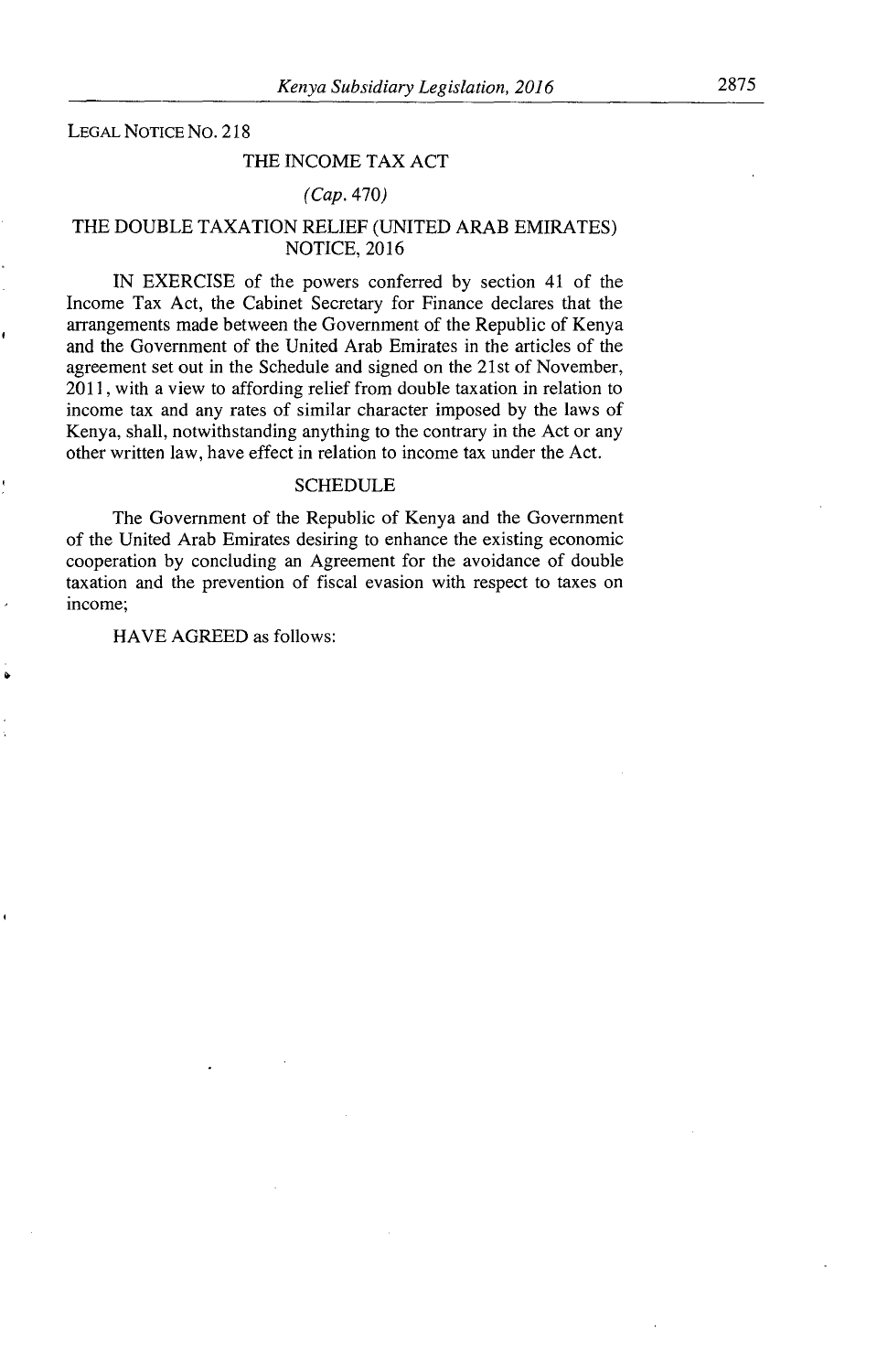LEGAL NOTICE NO. 218

THE INCOME TAX ACT

*(Cap. 470)*

THE DOUBLE TAXATION RELIEF (UNITED ARAB EMIRATES) NOTICE, 2016

IN EXERCISE of the powers conferred by section 41 of the Income Tax Act, the Cabinet Secretary for Finance declares that the arrangements made between the Government of the Republic of Kenya and the Government of the United Arab Emirates in the articles of the agreement set out in the Schedule and signed on the 21st of November, 2011, with a view to affording relief from double taxation in relation to income tax and any rates of similar character imposed by the laws of Kenya, shall, notwithstanding anything to the contrary in the Act or any other written law, have effect in relation to income tax under the Act.

SCHEDULE

The Government of the Republic of Kenya and the Government of the United Arab Emirates desiring to enhance the existing economic cooperation by concluding an Agreement for the avoidance of double taxation and the prevention of fiscal evasion with respect to taxes on income;

HAVE AGREED as follows: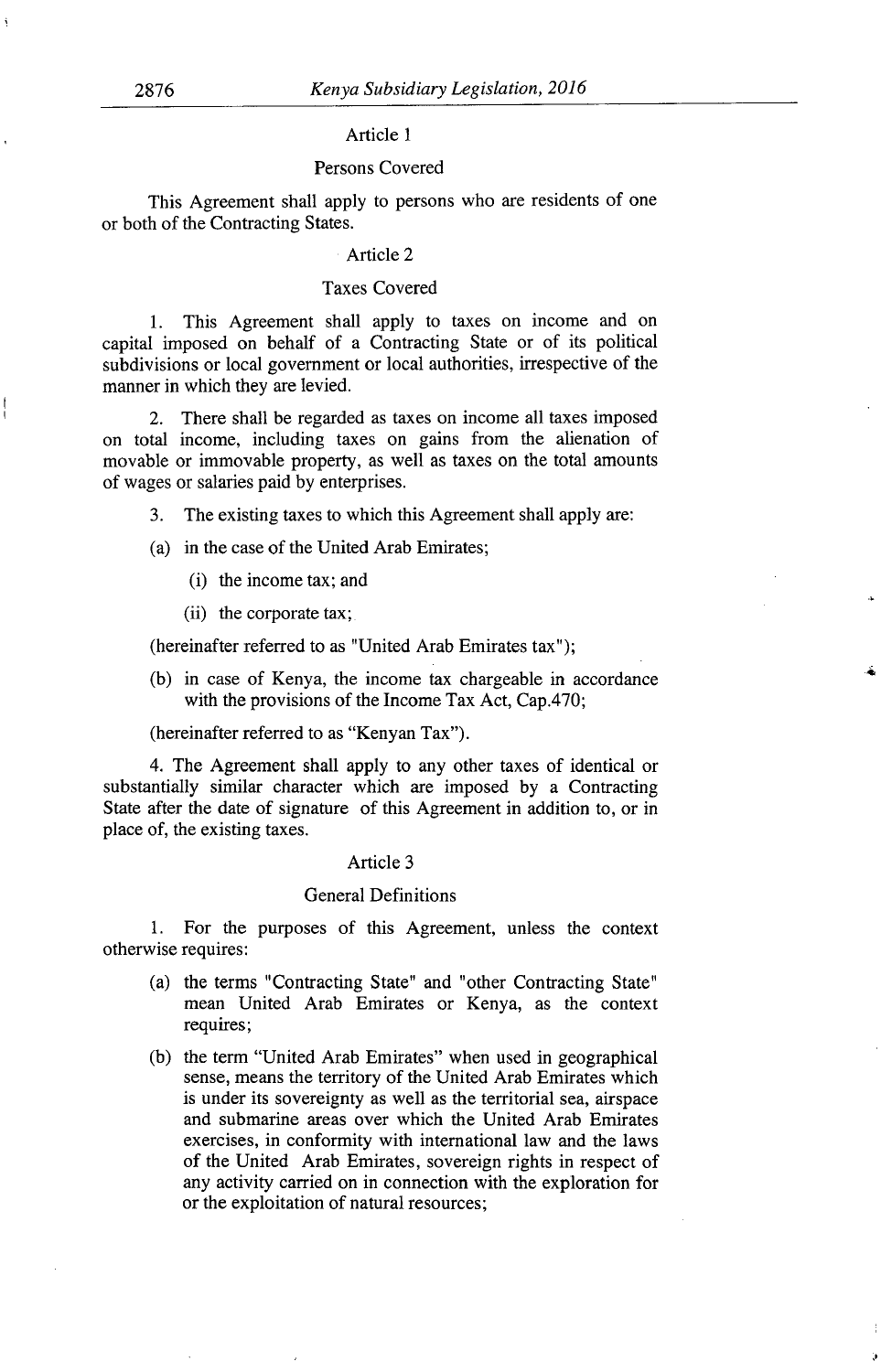## Article 1

### Persons Covered

This Agreement shall apply to persons who are residents of one or both of the Contracting States.

## Article 2

### Taxes Covered

1. This Agreement shall apply to taxes on income and on capital imposed on behalf of a Contracting State or of its political subdivisions or local government or local authorities, irrespective of the manner in which they are levied.

2. There shall be regarded as taxes on income all taxes imposed on total income, including taxes on gains from the alienation of movable or immovable property, as well as taxes on the total amounts of wages or salaries paid by enterprises.

3. The existing taxes to which this Agreement shall apply are:

(a) in the case of the United Arab Emirates;

(i) the income tax; and

(ii) the corporate tax;

(hereinafter referred to as "United Arab Emirates tax");

(b) in case of Kenya, the income tax chargeable in accordance with the provisions of the Income Tax Act, Cap.470;

(hereinafter referred to as "Kenyan Tax").

4. The Agreement shall apply to any other taxes of identical or substantially similar character which are imposed by a Contracting State after the date of signature of this Agreement in addition to, or in place of, the existing taxes.

## Article 3

### General Definitions

1. For the purposes of this Agreement, unless the context otherwise requires:

(a) the terms "Contracting State" and "other Contracting State" mean United Arab Emirates or Kenya, as the context requires;

(b) the term "United Arab Emirates" when used in geographical sense, means the territory of the United Arab Emirates which is under its sovereignty as well as the territorial sea, airspace and submarine areas over which the United Arab Emirates exercises, in conformity with international law and the laws of the United Arab Emirates, sovereign rights in respect of any activity carried on in connection with the exploration for or the exploitation of natural resources;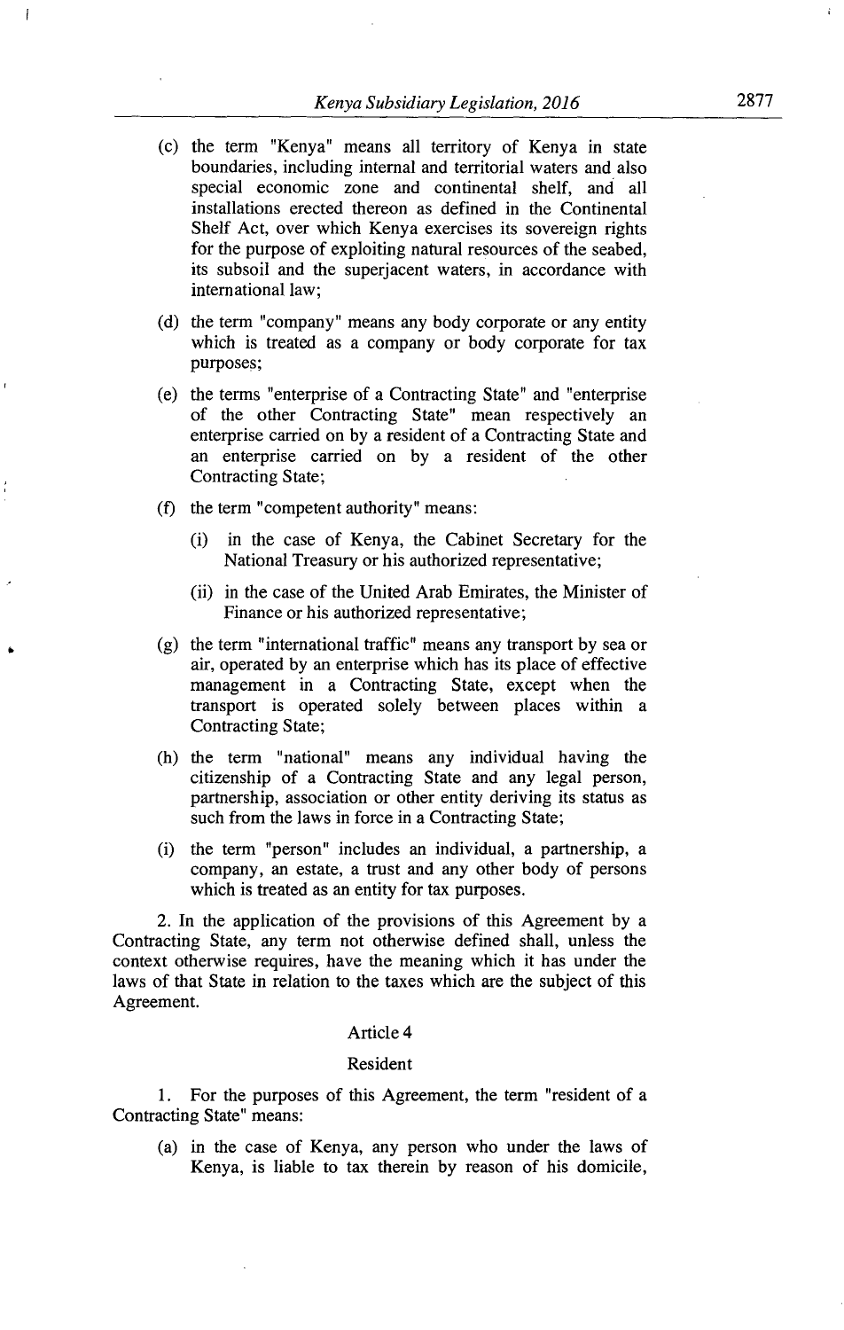(c) the term "Kenya" means all territory of Kenya in state boundaries, including internal and territorial waters and also special economic zone and continental shelf, and all installations erected thereon as defined in the Continental Shelf Act, over which Kenya exercises its sovereign rights for the purpose of exploiting natural resources of the seabed, its subsoil and the superjacent waters, in accordance with international law;

(d) the term "company" means any body corporate or any entity which is treated as a company or body corporate for tax purposes;

(e) the terms "enterprise of a Contracting State" and "enterprise of the other Contracting State" mean respectively an enterprise carried on by a resident of a Contracting State and an enterprise carried on by a resident of the other Contracting State;

(f) the term "competent authority" means:

   (i) in the case of Kenya, the Cabinet Secretary for the National Treasury or his authorized representative;

   (ii) in the case of the United Arab Emirates, the Minister of Finance or his authorized representative;

(g) the term "international traffic" means any transport by sea or air, operated by an enterprise which has its place of effective management in a Contracting State, except when the transport is operated solely between places within a Contracting State;

(h) the term "national" means any individual having the citizenship of a Contracting State and any legal person, partnership, association or other entity deriving its status as such from the laws in force in a Contracting State;

(i) the term "person" includes an individual, a partnership, a company, an estate, a trust and any other body of persons which is treated as an entity for tax purposes.

2. In the application of the provisions of this Agreement by a Contracting State, any term not otherwise defined shall, unless the context otherwise requires, have the meaning which it has under the laws of that State in relation to the taxes which are the subject of this Agreement.

Article 4

Resident

1. For the purposes of this Agreement, the term "resident of a Contracting State" means:

(a) in the case of Kenya, any person who under the laws of Kenya, is liable to tax therein by reason of his domicile,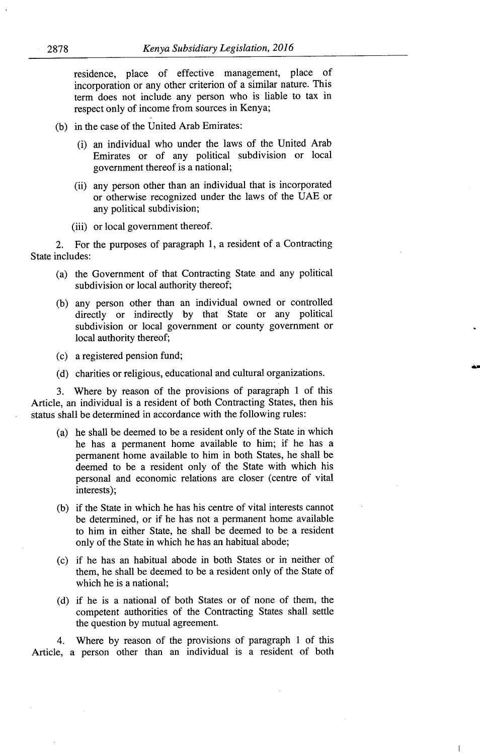residence, place of effective management, place of incorporation or any other criterion of a similar nature. This term does not include any person who is liable to tax in respect only of income from sources in Kenya;

(b) in the case of the United Arab Emirates:

(i) an individual who under the laws of the United Arab Emirates or of any political subdivision or local government thereof is a national;

(ii) any person other than an individual that is incorporated or otherwise recognized under the laws of the UAE or any political subdivision;

(iii) or local government thereof.

2. For the purposes of paragraph 1, a resident of a Contracting State includes:

(a) the Government of that Contracting State and any political subdivision or local authority thereof;

(b) any person other than an individual owned or controlled directly or indirectly by that State or any political subdivision or local government or county government or local authority thereof;

(c) a registered pension fund;

(d) charities or religious, educational and cultural organizations.

3. Where by reason of the provisions of paragraph 1 of this Article, an individual is a resident of both Contracting States, then his status shall be determined in accordance with the following rules:

(a) he shall be deemed to be a resident only of the State in which he has a permanent home available to him; if he has a permanent home available to him in both States, he shall be deemed to be a resident only of the State with which his personal and economic relations are closer (centre of vital interests);

(b) if the State in which he has his centre of vital interests cannot be determined, or if he has not a permanent home available to him in either State, he shall be deemed to be a resident only of the State in which he has an habitual abode;

(c) if he has an habitual abode in both States or in neither of them, he shall be deemed to be a resident only of the State of which he is a national;

(d) if he is a national of both States or of none of them, the competent authorities of the Contracting States shall settle the question by mutual agreement.

4. Where by reason of the provisions of paragraph 1 of this Article, a person other than an individual is a resident of both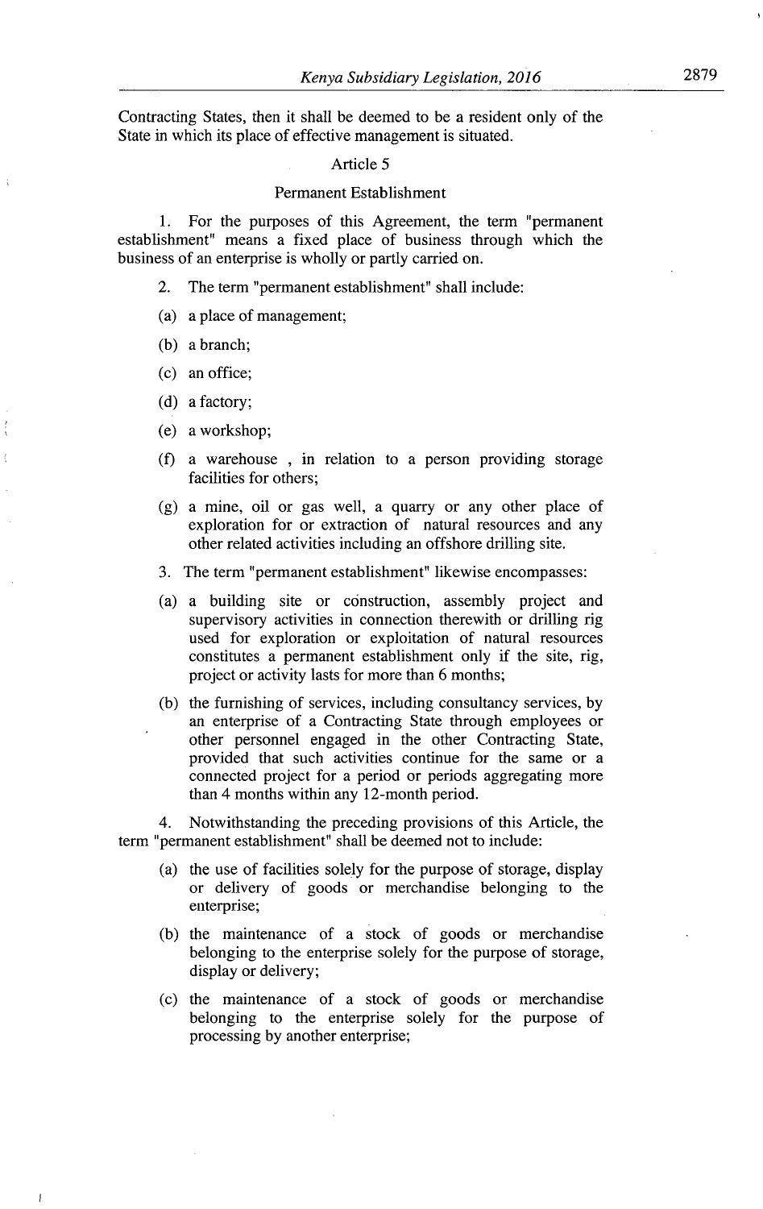Contracting States, then it shall be deemed to be a resident only of the State in which its place of effective management is situated.

Article 5

Permanent Establishment

1. For the purposes of this Agreement, the term "permanent establishment" means a fixed place of business through which the business of an enterprise is wholly or partly carried on.

2. The term "permanent establishment" shall include:

(a) a place of management;

(b) a branch;

(c) an office;

(d) a factory;

(e) a workshop;

(f) a warehouse , in relation to a person providing storage facilities for others;

(g) a mine, oil or gas well, a quarry or any other place of exploration for or extraction of natural resources and any other related activities including an offshore drilling site.

3. The term "permanent establishment" likewise encompasses:

(a) a building site or construction, assembly project and supervisory activities in connection therewith or drilling rig used for exploration or exploitation of natural resources constitutes a permanent establishment only if the site, rig, project or activity lasts for more than 6 months;

(b) the furnishing of services, including consultancy services, by an enterprise of a Contracting State through employees or other personnel engaged in the other Contracting State, provided that such activities continue for the same or a connected project for a period or periods aggregating more than 4 months within any 12-month period.

4. Notwithstanding the preceding provisions of this Article, the term "permanent establishment" shall be deemed not to include:

(a) the use of facilities solely for the purpose of storage, display or delivery of goods or merchandise belonging to the enterprise;

(b) the maintenance of a stock of goods or merchandise belonging to the enterprise solely for the purpose of storage, display or delivery;

(c) the maintenance of a stock of goods or merchandise belonging to the enterprise solely for the purpose of processing by another enterprise;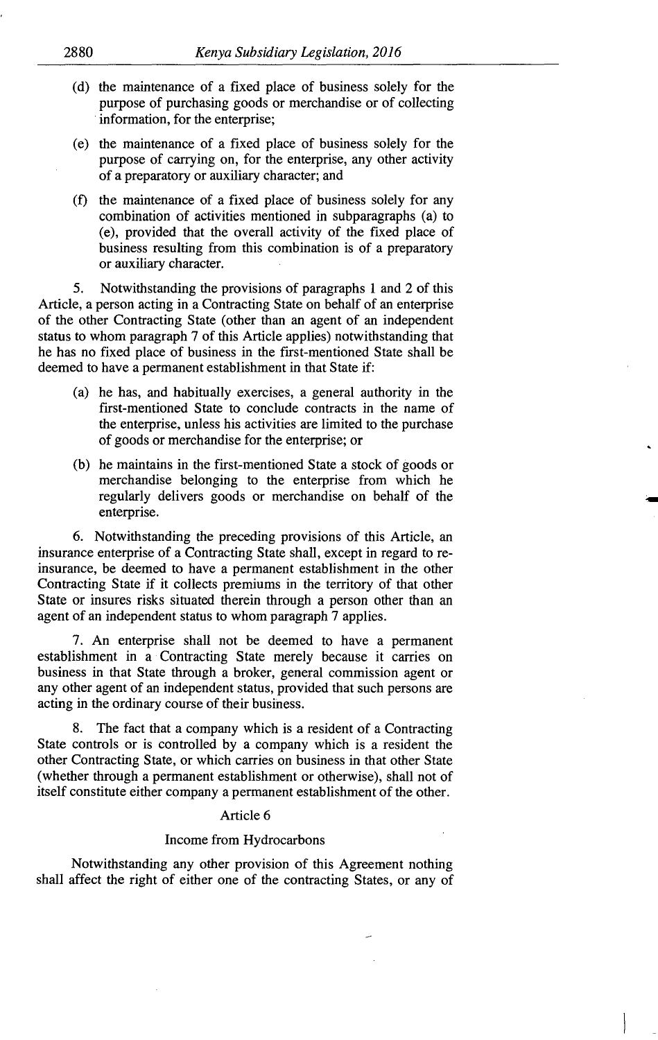(d) the maintenance of a fixed place of business solely for the purpose of purchasing goods or merchandise or of collecting information, for the enterprise;

(e) the maintenance of a fixed place of business solely for the purpose of carrying on, for the enterprise, any other activity of a preparatory or auxiliary character; and

(f) the maintenance of a fixed place of business solely for any combination of activities mentioned in subparagraphs (a) to (e), provided that the overall activity of the fixed place of business resulting from this combination is of a preparatory or auxiliary character.

5. Notwithstanding the provisions of paragraphs 1 and 2 of this Article, a person acting in a Contracting State on behalf of an enterprise of the other Contracting State (other than an agent of an independent status to whom paragraph 7 of this Article applies) notwithstanding that he has no fixed place of business in the first-mentioned State shall be deemed to have a permanent establishment in that State if:

(a) he has, and habitually exercises, a general authority in the first-mentioned State to conclude contracts in the name of the enterprise, unless his activities are limited to the purchase of goods or merchandise for the enterprise; or

(b) he maintains in the first-mentioned State a stock of goods or merchandise belonging to the enterprise from which he regularly delivers goods or merchandise on behalf of the enterprise.

6. Notwithstanding the preceding provisions of this Article, an insurance enterprise of a Contracting State shall, except in regard to re-insurance, be deemed to have a permanent establishment in the other Contracting State if it collects premiums in the territory of that other State or insures risks situated therein through a person other than an agent of an independent status to whom paragraph 7 applies.

7. An enterprise shall not be deemed to have a permanent establishment in a Contracting State merely because it carries on business in that State through a broker, general commission agent or any other agent of an independent status, provided that such persons are acting in the ordinary course of their business.

8. The fact that a company which is a resident of a Contracting State controls or is controlled by a company which is a resident the other Contracting State, or which carries on business in that other State (whether through a permanent establishment or otherwise), shall not of itself constitute either company a permanent establishment of the other.

## Article 6

### Income from Hydrocarbons

Notwithstanding any other provision of this Agreement nothing shall affect the right of either one of the contracting States, or any of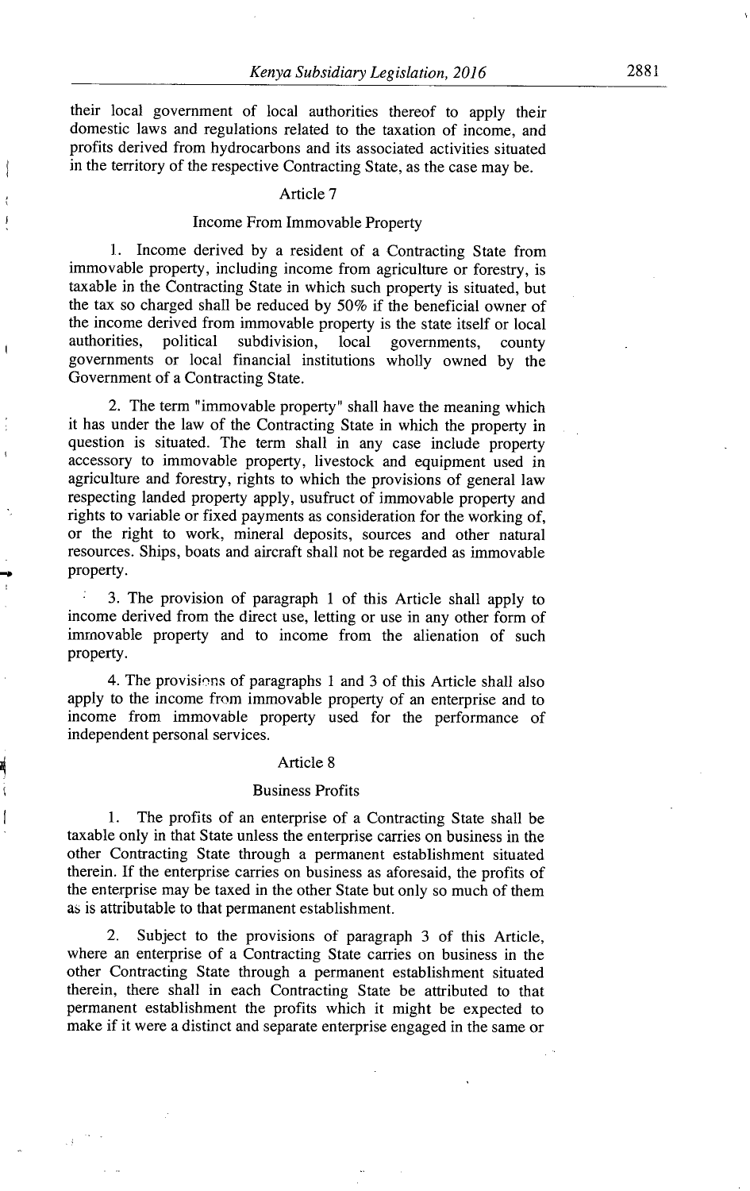their local government of local authorities thereof to apply their domestic laws and regulations related to the taxation of income, and profits derived from hydrocarbons and its associated activities situated in the territory of the respective Contracting State, as the case may be.

### Article 7

### Income From Immovable Property

1. Income derived by a resident of a Contracting State from immovable property, including income from agriculture or forestry, is taxable in the Contracting State in which such property is situated, but the tax so charged shall be reduced by 50% if the beneficial owner of the income derived from immovable property is the state itself or local authorities, political subdivision, local governments, county governments or local financial institutions wholly owned by the Government of a Contracting State.

2. The term "immovable property" shall have the meaning which it has under the law of the Contracting State in which the property in question is situated. The term shall in any case include property accessory to immovable property, livestock and equipment used in agriculture and forestry, rights to which the provisions of general law respecting landed property apply, usufruct of immovable property and rights to variable or fixed payments as consideration for the working of, or the right to work, mineral deposits, sources and other natural resources. Ships, boats and aircraft shall not be regarded as immovable property.

3. The provision of paragraph 1 of this Article shall apply to income derived from the direct use, letting or use in any other form of immovable property and to income from the alienation of such property.

4. The provisions of paragraphs 1 and 3 of this Article shall also apply to the income from immovable property of an enterprise and to income from immovable property used for the performance of independent personal services.

### Article 8

### Business Profits

1. The profits of an enterprise of a Contracting State shall be taxable only in that State unless the enterprise carries on business in the other Contracting State through a permanent establishment situated therein. If the enterprise carries on business as aforesaid, the profits of the enterprise may be taxed in the other State but only so much of them as is attributable to that permanent establishment.

2. Subject to the provisions of paragraph 3 of this Article, where an enterprise of a Contracting State carries on business in the other Contracting State through a permanent establishment situated therein, there shall in each Contracting State be attributed to that permanent establishment the profits which it might be expected to make if it were a distinct and separate enterprise engaged in the same or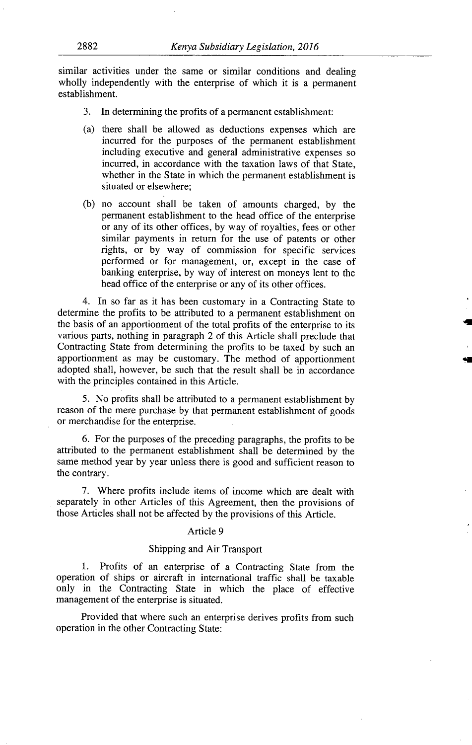similar activities under the same or similar conditions and dealing wholly independently with the enterprise of which it is a permanent establishment.

3. In determining the profits of a permanent establishment:

(a) there shall be allowed as deductions expenses which are incurred for the purposes of the permanent establishment including executive and general administrative expenses so incurred, in accordance with the taxation laws of that State, whether in the State in which the permanent establishment is situated or elsewhere;

(b) no account shall be taken of amounts charged, by the permanent establishment to the head office of the enterprise or any of its other offices, by way of royalties, fees or other similar payments in return for the use of patents or other rights, or by way of commission for specific services performed or for management, or, except in the case of banking enterprise, by way of interest on moneys lent to the head office of the enterprise or any of its other offices.

4. In so far as it has been customary in a Contracting State to determine the profits to be attributed to a permanent establishment on the basis of an apportionment of the total profits of the enterprise to its various parts, nothing in paragraph 2 of this Article shall preclude that Contracting State from determining the profits to be taxed by such an apportionment as may be customary. The method of apportionment adopted shall, however, be such that the result shall be in accordance with the principles contained in this Article.

5. No profits shall be attributed to a permanent establishment by reason of the mere purchase by that permanent establishment of goods or merchandise for the enterprise.

6. For the purposes of the preceding paragraphs, the profits to be attributed to the permanent establishment shall be determined by the same method year by year unless there is good and sufficient reason to the contrary.

7. Where profits include items of income which are dealt with separately in other Articles of this Agreement, then the provisions of those Articles shall not be affected by the provisions of this Article.

## Article 9

### Shipping and Air Transport

1. Profits of an enterprise of a Contracting State from the operation of ships or aircraft in international traffic shall be taxable only in the Contracting State in which the place of effective management of the enterprise is situated.

Provided that where such an enterprise derives profits from such operation in the other Contracting State: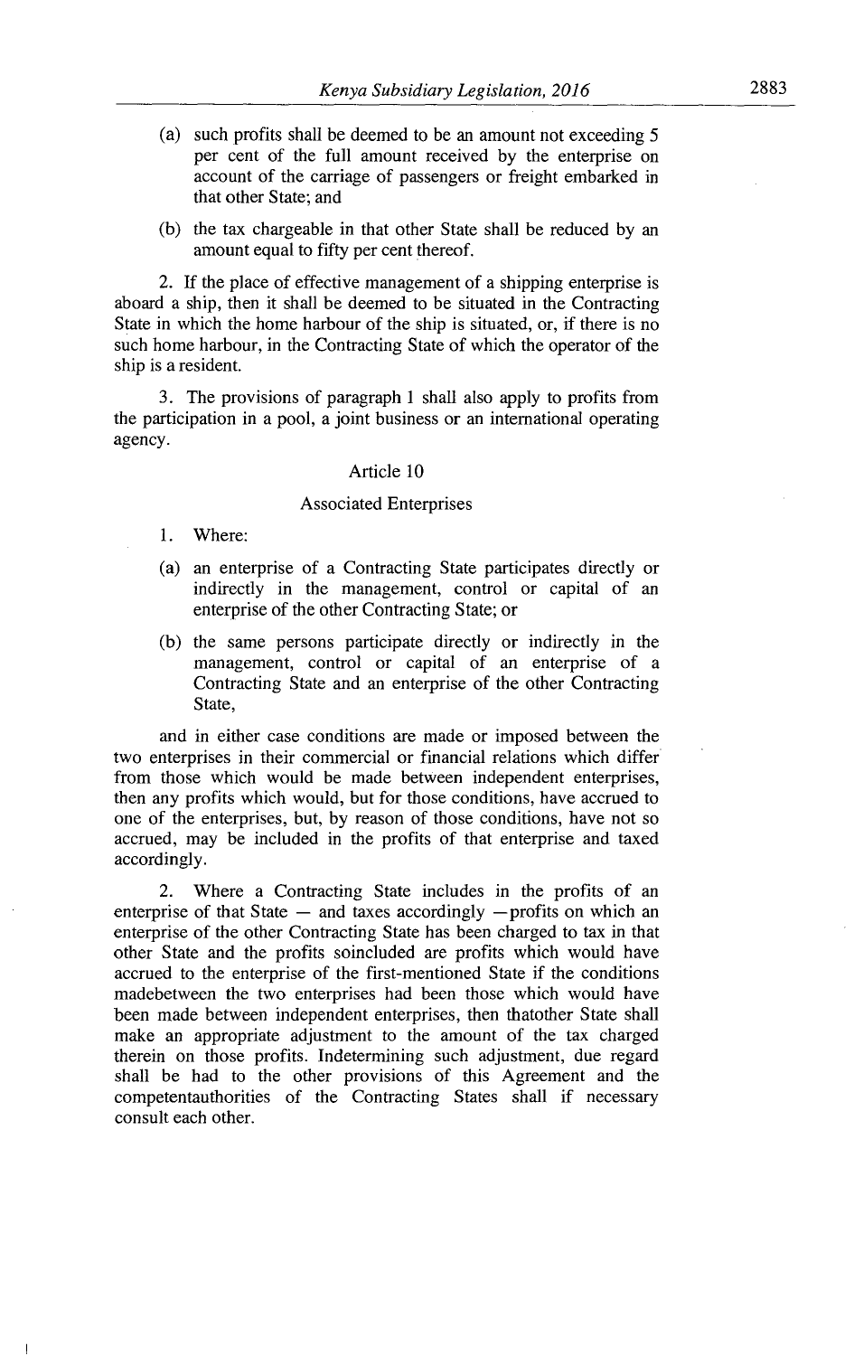(a) such profits shall be deemed to be an amount not exceeding 5 per cent of the full amount received by the enterprise on account of the carriage of passengers or freight embarked in that other State; and

(b) the tax chargeable in that other State shall be reduced by an amount equal to fifty per cent thereof.

2. If the place of effective management of a shipping enterprise is aboard a ship, then it shall be deemed to be situated in the Contracting State in which the home harbour of the ship is situated, or, if there is no such home harbour, in the Contracting State of which the operator of the ship is a resident.

3. The provisions of paragraph 1 shall also apply to profits from the participation in a pool, a joint business or an international operating agency.

Article 10

Associated Enterprises

1. Where:

(a) an enterprise of a Contracting State participates directly or indirectly in the management, control or capital of an enterprise of the other Contracting State; or

(b) the same persons participate directly or indirectly in the management, control or capital of an enterprise of a Contracting State and an enterprise of the other Contracting State,

and in either case conditions are made or imposed between the two enterprises in their commercial or financial relations which differ from those which would be made between independent enterprises, then any profits which would, but for those conditions, have accrued to one of the enterprises, but, by reason of those conditions, have not so accrued, may be included in the profits of that enterprise and taxed accordingly.

2. Where a Contracting State includes in the profits of an enterprise of that State — and taxes accordingly —profits on which an enterprise of the other Contracting State has been charged to tax in that other State and the profits soincluded are profits which would have accrued to the enterprise of the first-mentioned State if the conditions madebetween the two enterprises had been those which would have been made between independent enterprises, then thatother State shall make an appropriate adjustment to the amount of the tax charged therein on those profits. Indetermining such adjustment, due regard shall be had to the other provisions of this Agreement and the competentauthorities of the Contracting States shall if necessary consult each other.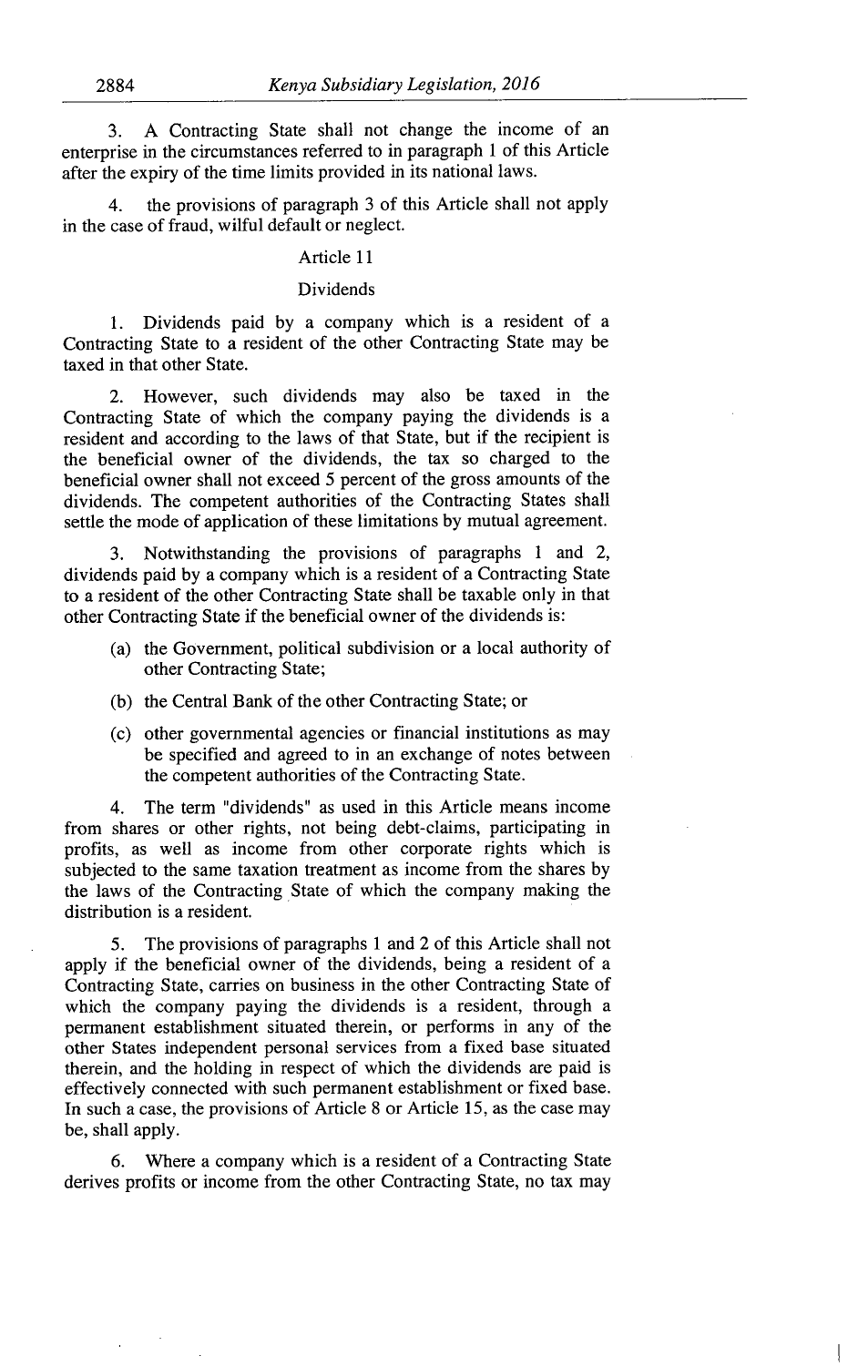3. A Contracting State shall not change the income of an enterprise in the circumstances referred to in paragraph 1 of this Article after the expiry of the time limits provided in its national laws.

4. the provisions of paragraph 3 of this Article shall not apply in the case of fraud, wilful default or neglect.

## Article 11

## Dividends

1. Dividends paid by a company which is a resident of a Contracting State to a resident of the other Contracting State may be taxed in that other State.

2. However, such dividends may also be taxed in the Contracting State of which the company paying the dividends is a resident and according to the laws of that State, but if the recipient is the beneficial owner of the dividends, the tax so charged to the beneficial owner shall not exceed 5 percent of the gross amounts of the dividends. The competent authorities of the Contracting States shall settle the mode of application of these limitations by mutual agreement.

3. Notwithstanding the provisions of paragraphs 1 and 2, dividends paid by a company which is a resident of a Contracting State to a resident of the other Contracting State shall be taxable only in that other Contracting State if the beneficial owner of the dividends is:

(a) the Government, political subdivision or a local authority of other Contracting State;

(b) the Central Bank of the other Contracting State; or

(c) other governmental agencies or financial institutions as may be specified and agreed to in an exchange of notes between the competent authorities of the Contracting State.

4. The term "dividends" as used in this Article means income from shares or other rights, not being debt-claims, participating in profits, as well as income from other corporate rights which is subjected to the same taxation treatment as income from the shares by the laws of the Contracting State of which the company making the distribution is a resident.

5. The provisions of paragraphs 1 and 2 of this Article shall not apply if the beneficial owner of the dividends, being a resident of a Contracting State, carries on business in the other Contracting State of which the company paying the dividends is a resident, through a permanent establishment situated therein, or performs in any of the other States independent personal services from a fixed base situated therein, and the holding in respect of which the dividends are paid is effectively connected with such permanent establishment or fixed base. In such a case, the provisions of Article 8 or Article 15, as the case may be, shall apply.

6. Where a company which is a resident of a Contracting State derives profits or income from the other Contracting State, no tax may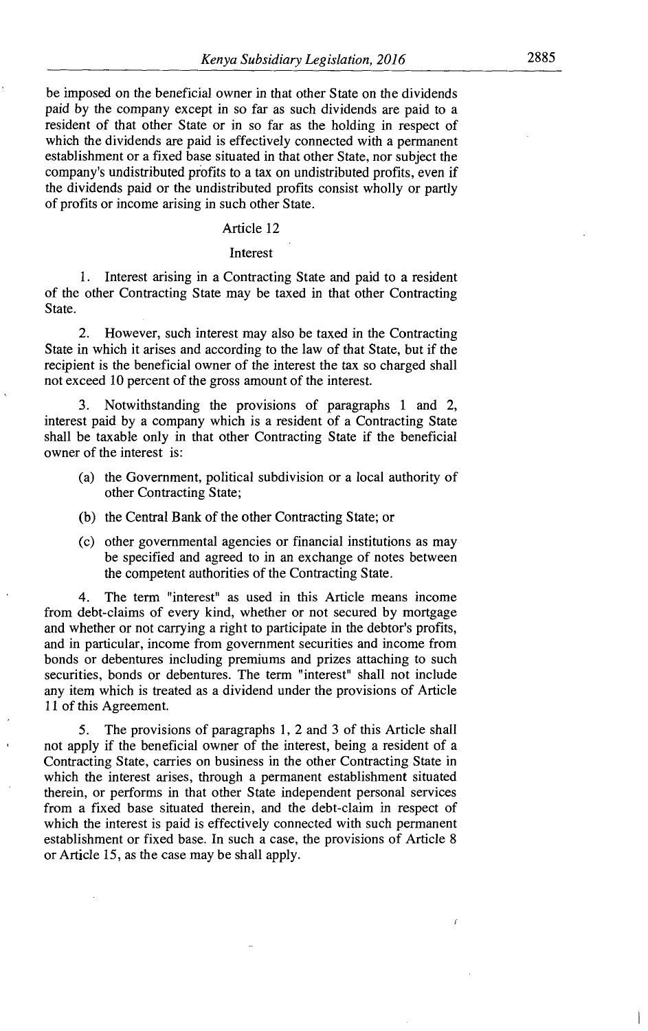be imposed on the beneficial owner in that other State on the dividends paid by the company except in so far as such dividends are paid to a resident of that other State or in so far as the holding in respect of which the dividends are paid is effectively connected with a permanent establishment or a fixed base situated in that other State, nor subject the company's undistributed profits to a tax on undistributed profits, even if the dividends paid or the undistributed profits consist wholly or partly of profits or income arising in such other State.

## Article 12

### Interest

1. Interest arising in a Contracting State and paid to a resident of the other Contracting State may be taxed in that other Contracting State.

2. However, such interest may also be taxed in the Contracting State in which it arises and according to the law of that State, but if the recipient is the beneficial owner of the interest the tax so charged shall not exceed 10 percent of the gross amount of the interest.

3. Notwithstanding the provisions of paragraphs 1 and 2, interest paid by a company which is a resident of a Contracting State shall be taxable only in that other Contracting State if the beneficial owner of the interest is:

   (a) the Government, political subdivision or a local authority of other Contracting State;

   (b) the Central Bank of the other Contracting State; or

   (c) other governmental agencies or financial institutions as may be specified and agreed to in an exchange of notes between the competent authorities of the Contracting State.

4. The term "interest" as used in this Article means income from debt-claims of every kind, whether or not secured by mortgage and whether or not carrying a right to participate in the debtor's profits, and in particular, income from government securities and income from bonds or debentures including premiums and prizes attaching to such securities, bonds or debentures. The term "interest" shall not include any item which is treated as a dividend under the provisions of Article 11 of this Agreement.

5. The provisions of paragraphs 1, 2 and 3 of this Article shall not apply if the beneficial owner of the interest, being a resident of a Contracting State, carries on business in the other Contracting State in which the interest arises, through a permanent establishment situated therein, or performs in that other State independent personal services from a fixed base situated therein, and the debt-claim in respect of which the interest is paid is effectively connected with such permanent establishment or fixed base. In such a case, the provisions of Article 8 or Article 15, as the case may be shall apply.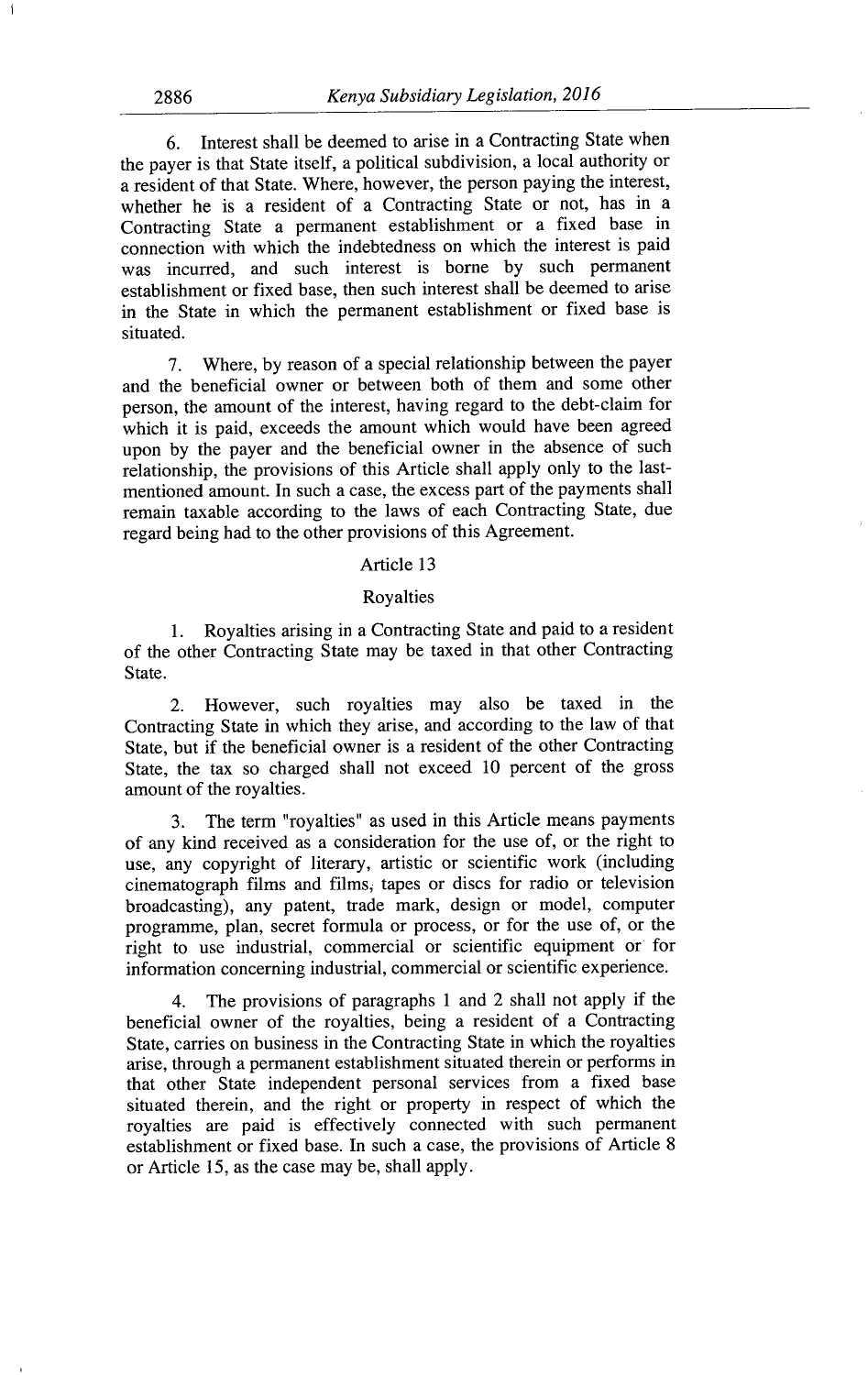6. Interest shall be deemed to arise in a Contracting State when the payer is that State itself, a political subdivision, a local authority or a resident of that State. Where, however, the person paying the interest, whether he is a resident of a Contracting State or not, has in a Contracting State a permanent establishment or a fixed base in connection with which the indebtedness on which the interest is paid was incurred, and such interest is borne by such permanent establishment or fixed base, then such interest shall be deemed to arise in the State in which the permanent establishment or fixed base is situated.

7. Where, by reason of a special relationship between the payer and the beneficial owner or between both of them and some other person, the amount of the interest, having regard to the debt-claim for which it is paid, exceeds the amount which would have been agreed upon by the payer and the beneficial owner in the absence of such relationship, the provisions of this Article shall apply only to the last-mentioned amount. In such a case, the excess part of the payments shall remain taxable according to the laws of each Contracting State, due regard being had to the other provisions of this Agreement.

## Article 13

## Royalties

1. Royalties arising in a Contracting State and paid to a resident of the other Contracting State may be taxed in that other Contracting State.

2. However, such royalties may also be taxed in the Contracting State in which they arise, and according to the law of that State, but if the beneficial owner is a resident of the other Contracting State, the tax so charged shall not exceed 10 percent of the gross amount of the royalties.

3. The term "royalties" as used in this Article means payments of any kind received as a consideration for the use of, or the right to use, any copyright of literary, artistic or scientific work (including cinematograph films and films, tapes or discs for radio or television broadcasting), any patent, trade mark, design or model, computer programme, plan, secret formula or process, or for the use of, or the right to use industrial, commercial or scientific equipment or for information concerning industrial, commercial or scientific experience.

4. The provisions of paragraphs 1 and 2 shall not apply if the beneficial owner of the royalties, being a resident of a Contracting State, carries on business in the Contracting State in which the royalties arise, through a permanent establishment situated therein or performs in that other State independent personal services from a fixed base situated therein, and the right or property in respect of which the royalties are paid is effectively connected with such permanent establishment or fixed base. In such a case, the provisions of Article 8 or Article 15, as the case may be, shall apply.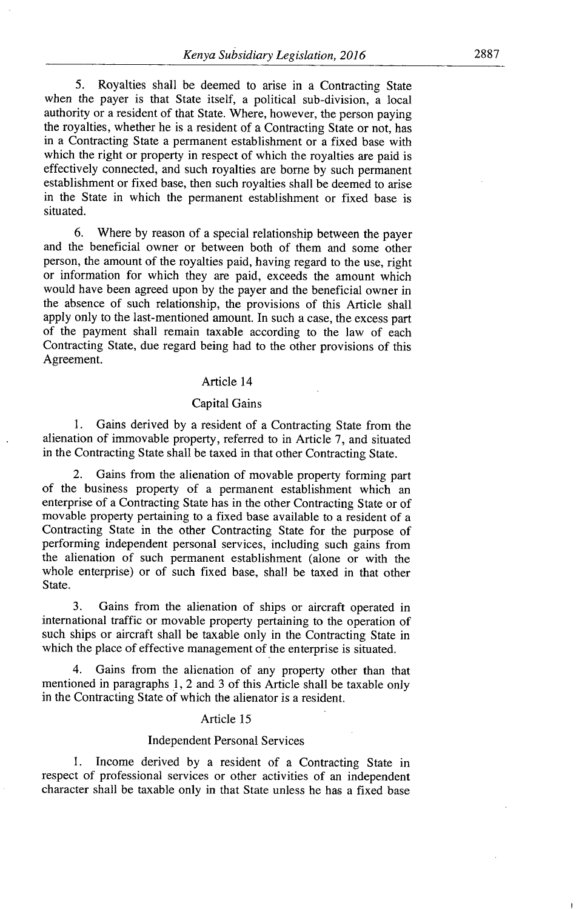5. Royalties shall be deemed to arise in a Contracting State when the payer is that State itself, a political sub-division, a local authority or a resident of that State. Where, however, the person paying the royalties, whether he is a resident of a Contracting State or not, has in a Contracting State a permanent establishment or a fixed base with which the right or property in respect of which the royalties are paid is effectively connected, and such royalties are borne by such permanent establishment or fixed base, then such royalties shall be deemed to arise in the State in which the permanent establishment or fixed base is situated.

6. Where by reason of a special relationship between the payer and the beneficial owner or between both of them and some other person, the amount of the royalties paid, having regard to the use, right or information for which they are paid, exceeds the amount which would have been agreed upon by the payer and the beneficial owner in the absence of such relationship, the provisions of this Article shall apply only to the last-mentioned amount. In such a case, the excess part of the payment shall remain taxable according to the law of each Contracting State, due regard being had to the other provisions of this Agreement.

## Article 14

### Capital Gains

1. Gains derived by a resident of a Contracting State from the alienation of immovable property, referred to in Article 7, and situated in the Contracting State shall be taxed in that other Contracting State.

2. Gains from the alienation of movable property forming part of the business property of a permanent establishment which an enterprise of a Contracting State has in the other Contracting State or of movable property pertaining to a fixed base available to a resident of a Contracting State in the other Contracting State for the purpose of performing independent personal services, including such gains from the alienation of such permanent establishment (alone or with the whole enterprise) or of such fixed base, shall be taxed in that other State.

3. Gains from the alienation of ships or aircraft operated in international traffic or movable property pertaining to the operation of such ships or aircraft shall be taxable only in the Contracting State in which the place of effective management of the enterprise is situated.

4. Gains from the alienation of any property other than that mentioned in paragraphs 1, 2 and 3 of this Article shall be taxable only in the Contracting State of which the alienator is a resident.

## Article 15

### Independent Personal Services

1. Income derived by a resident of a Contracting State in respect of professional services or other activities of an independent character shall be taxable only in that State unless he has a fixed base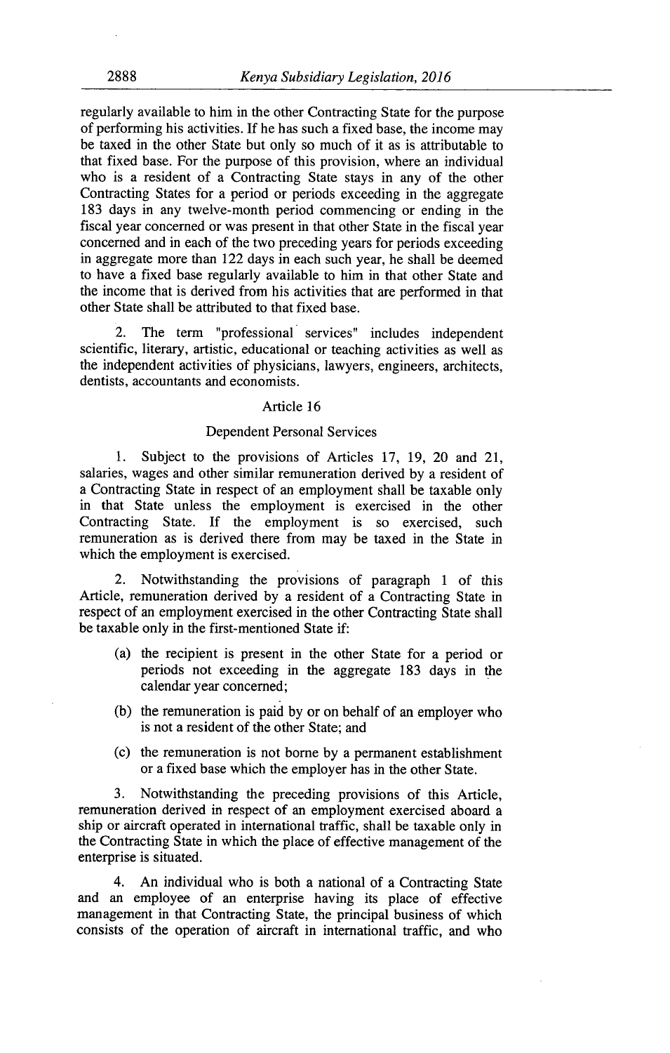regularly available to him in the other Contracting State for the purpose of performing his activities. If he has such a fixed base, the income may be taxed in the other State but only so much of it as is attributable to that fixed base. For the purpose of this provision, where an individual who is a resident of a Contracting State stays in any of the other Contracting States for a period or periods exceeding in the aggregate 183 days in any twelve-month period commencing or ending in the fiscal year concerned or was present in that other State in the fiscal year concerned and in each of the two preceding years for periods exceeding in aggregate more than 122 days in each such year, he shall be deemed to have a fixed base regularly available to him in that other State and the income that is derived from his activities that are performed in that other State shall be attributed to that fixed base.

2. The term "professional services" includes independent scientific, literary, artistic, educational or teaching activities as well as the independent activities of physicians, lawyers, engineers, architects, dentists, accountants and economists.

### Article 16

#### Dependent Personal Services

1. Subject to the provisions of Articles 17, 19, 20 and 21, salaries, wages and other similar remuneration derived by a resident of a Contracting State in respect of an employment shall be taxable only in that State unless the employment is exercised in the other Contracting State. If the employment is so exercised, such remuneration as is derived there from may be taxed in the State in which the employment is exercised.

2. Notwithstanding the provisions of paragraph 1 of this Article, remuneration derived by a resident of a Contracting State in respect of an employment exercised in the other Contracting State shall be taxable only in the first-mentioned State if:

(a) the recipient is present in the other State for a period or periods not exceeding in the aggregate 183 days in the calendar year concerned;

(b) the remuneration is paid by or on behalf of an employer who is not a resident of the other State; and

(c) the remuneration is not borne by a permanent establishment or a fixed base which the employer has in the other State.

3. Notwithstanding the preceding provisions of this Article, remuneration derived in respect of an employment exercised aboard a ship or aircraft operated in international traffic, shall be taxable only in the Contracting State in which the place of effective management of the enterprise is situated.

4. An individual who is both a national of a Contracting State and an employee of an enterprise having its place of effective management in that Contracting State, the principal business of which consists of the operation of aircraft in international traffic, and who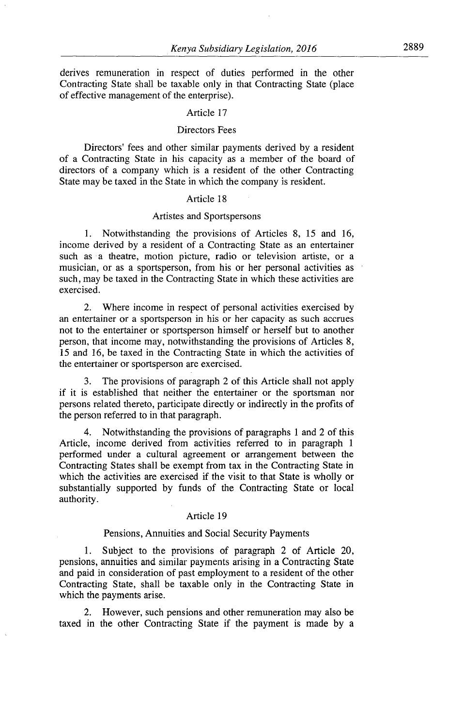derives remuneration in respect of duties performed in the other Contracting State shall be taxable only in that Contracting State (place of effective management of the enterprise).

### Article 17

### Directors Fees

Directors' fees and other similar payments derived by a resident of a Contracting State in his capacity as a member of the board of directors of a company which is a resident of the other Contracting State may be taxed in the State in which the company is resident.

### Article 18

### Artistes and Sportspersons

1. Notwithstanding the provisions of Articles 8, 15 and 16, income derived by a resident of a Contracting State as an entertainer such as a theatre, motion picture, radio or television artiste, or a musician, or as a sportsperson, from his or her personal activities as such, may be taxed in the Contracting State in which these activities are exercised.

2. Where income in respect of personal activities exercised by an entertainer or a sportsperson in his or her capacity as such accrues not to the entertainer or sportsperson himself or herself but to another person, that income may, notwithstanding the provisions of Articles 8, 15 and 16, be taxed in the Contracting State in which the activities of the entertainer or sportsperson are exercised.

3. The provisions of paragraph 2 of this Article shall not apply if it is established that neither the entertainer or the sportsman nor persons related thereto, participate directly or indirectly in the profits of the person referred to in that paragraph.

4. Notwithstanding the provisions of paragraphs 1 and 2 of this Article, income derived from activities referred to in paragraph 1 performed under a cultural agreement or arrangement between the Contracting States shall be exempt from tax in the Contracting State in which the activities are exercised if the visit to that State is wholly or substantially supported by funds of the Contracting State or local authority.

### Article 19

### Pensions, Annuities and Social Security Payments

1. Subject to the provisions of paragraph 2 of Article 20, pensions, annuities and similar payments arising in a Contracting State and paid in consideration of past employment to a resident of the other Contracting State, shall be taxable only in the Contracting State in which the payments arise.

2. However, such pensions and other remuneration may also be taxed in the other Contracting State if the payment is made by a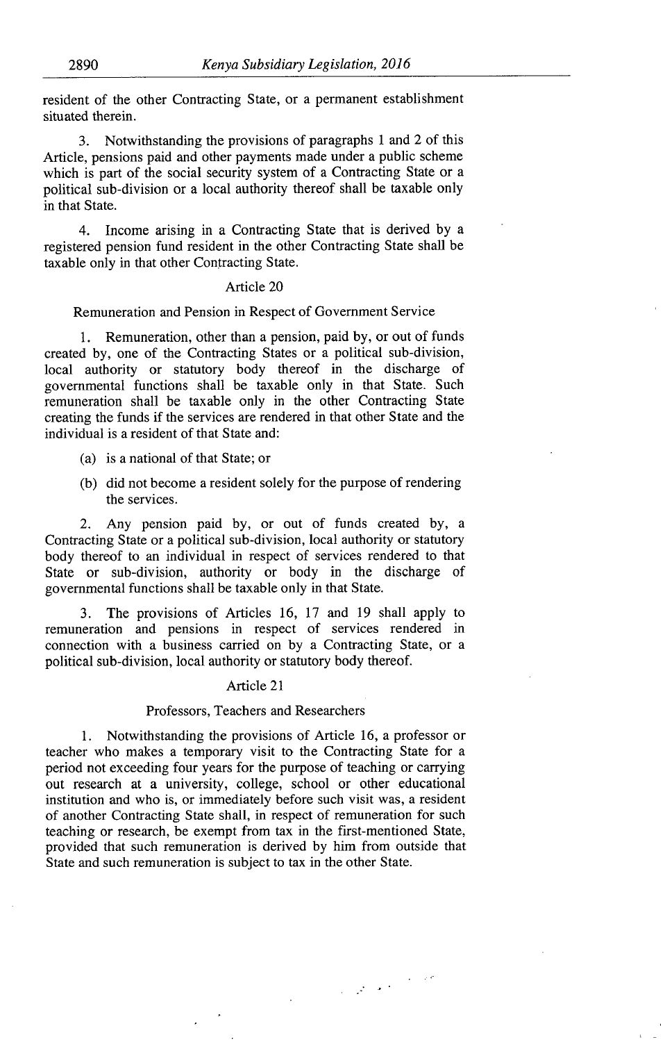resident of the other Contracting State, or a permanent establishment situated therein.

3. Notwithstanding the provisions of paragraphs 1 and 2 of this Article, pensions paid and other payments made under a public scheme which is part of the social security system of a Contracting State or a political sub-division or a local authority thereof shall be taxable only in that State.

4. Income arising in a Contracting State that is derived by a registered pension fund resident in the other Contracting State shall be taxable only in that other Contracting State.

### Article 20

#### Remuneration and Pension in Respect of Government Service

1. Remuneration, other than a pension, paid by, or out of funds created by, one of the Contracting States or a political sub-division, local authority or statutory body thereof in the discharge of governmental functions shall be taxable only in that State. Such remuneration shall be taxable only in the other Contracting State creating the funds if the services are rendered in that other State and the individual is a resident of that State and:

   (a) is a national of that State; or

   (b) did not become a resident solely for the purpose of rendering the services.

2. Any pension paid by, or out of funds created by, a Contracting State or a political sub-division, local authority or statutory body thereof to an individual in respect of services rendered to that State or sub-division, authority or body in the discharge of governmental functions shall be taxable only in that State.

3. The provisions of Articles 16, 17 and 19 shall apply to remuneration and pensions in respect of services rendered in connection with a business carried on by a Contracting State, or a political sub-division, local authority or statutory body thereof.

### Article 21

#### Professors, Teachers and Researchers

1. Notwithstanding the provisions of Article 16, a professor or teacher who makes a temporary visit to the Contracting State for a period not exceeding four years for the purpose of teaching or carrying out research at a university, college, school or other educational institution and who is, or immediately before such visit was, a resident of another Contracting State shall, in respect of remuneration for such teaching or research, be exempt from tax in the first-mentioned State, provided that such remuneration is derived by him from outside that State and such remuneration is subject to tax in the other State.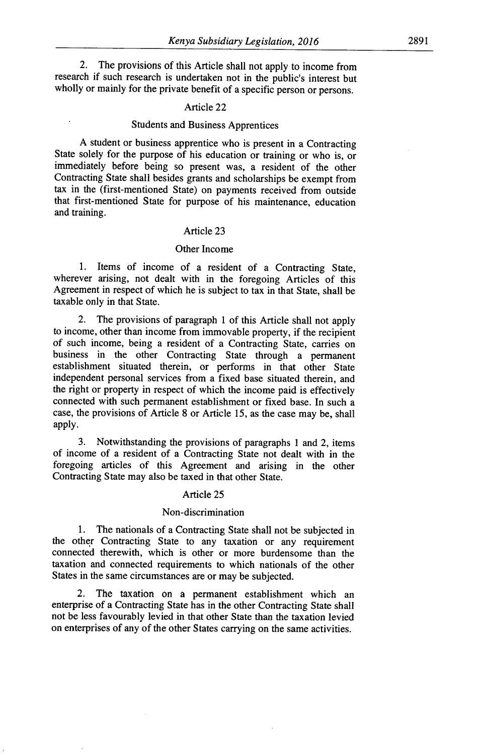2. The provisions of this Article shall not apply to income from research if such research is undertaken not in the public's interest but wholly or mainly for the private benefit of a specific person or persons.

### Article 22

### Students and Business Apprentices

A student or business apprentice who is present in a Contracting State solely for the purpose of his education or training or who is, or immediately before being so present was, a resident of the other Contracting State shall besides grants and scholarships be exempt from tax in the (first-mentioned State) on payments received from outside that first-mentioned State for purpose of his maintenance, education and training.

### Article 23

### Other Income

1. Items of income of a resident of a Contracting State, wherever arising, not dealt with in the foregoing Articles of this Agreement in respect of which he is subject to tax in that State, shall be taxable only in that State.

2. The provisions of paragraph 1 of this Article shall not apply to income, other than income from immovable property, if the recipient of such income, being a resident of a Contracting State, carries on business in the other Contracting State through a permanent establishment situated therein, or performs in that other State independent personal services from a fixed base situated therein, and the right or property in respect of which the income paid is effectively connected with such permanent establishment or fixed base. In such a case, the provisions of Article 8 or Article 15, as the case may be, shall apply.

3. Notwithstanding the provisions of paragraphs 1 and 2, items of income of a resident of a Contracting State not dealt with in the foregoing articles of this Agreement and arising in the other Contracting State may also be taxed in that other State.

### Article 25

### Non-discrimination

1. The nationals of a Contracting State shall not be subjected in the other Contracting State to any taxation or any requirement connected therewith, which is other or more burdensome than the taxation and connected requirements to which nationals of the other States in the same circumstances are or may be subjected.

2. The taxation on a permanent establishment which an enterprise of a Contracting State has in the other Contracting State shall not be less favourably levied in that other State than the taxation levied on enterprises of any of the other States carrying on the same activities.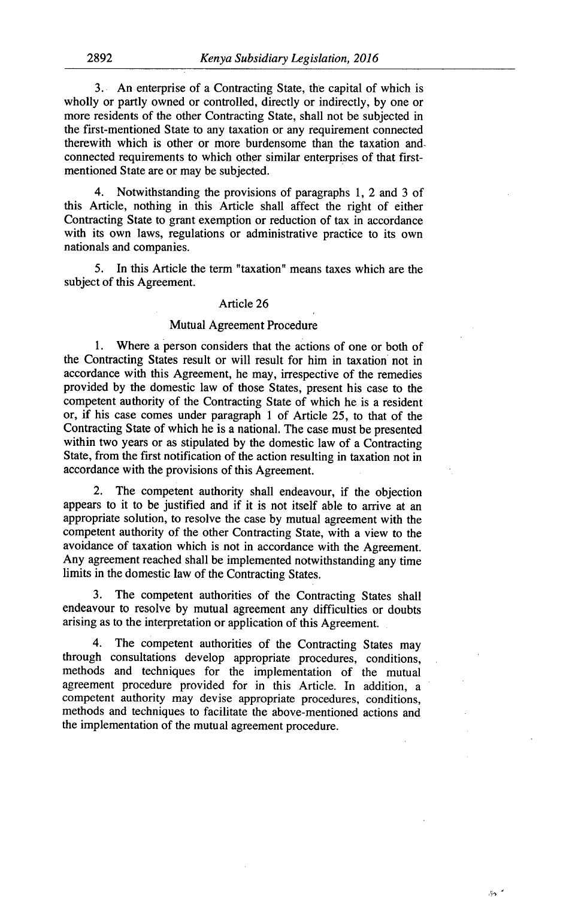3. An enterprise of a Contracting State, the capital of which is wholly or partly owned or controlled, directly or indirectly, by one or more residents of the other Contracting State, shall not be subjected in the first-mentioned State to any taxation or any requirement connected therewith which is other or more burdensome than the taxation and connected requirements to which other similar enterprises of that first-mentioned State are or may be subjected.

4. Notwithstanding the provisions of paragraphs 1, 2 and 3 of this Article, nothing in this Article shall affect the right of either Contracting State to grant exemption or reduction of tax in accordance with its own laws, regulations or administrative practice to its own nationals and companies.

5. In this Article the term "taxation" means taxes which are the subject of this Agreement.

## Article 26

### Mutual Agreement Procedure

1. Where a person considers that the actions of one or both of the Contracting States result or will result for him in taxation not in accordance with this Agreement, he may, irrespective of the remedies provided by the domestic law of those States, present his case to the competent authority of the Contracting State of which he is a resident or, if his case comes under paragraph 1 of Article 25, to that of the Contracting State of which he is a national. The case must be presented within two years or as stipulated by the domestic law of a Contracting State, from the first notification of the action resulting in taxation not in accordance with the provisions of this Agreement.

2. The competent authority shall endeavour, if the objection appears to it to be justified and if it is not itself able to arrive at an appropriate solution, to resolve the case by mutual agreement with the competent authority of the other Contracting State, with a view to the avoidance of taxation which is not in accordance with the Agreement. Any agreement reached shall be implemented notwithstanding any time limits in the domestic law of the Contracting States.

3. The competent authorities of the Contracting States shall endeavour to resolve by mutual agreement any difficulties or doubts arising as to the interpretation or application of this Agreement.

4. The competent authorities of the Contracting States may through consultations develop appropriate procedures, conditions, methods and techniques for the implementation of the mutual agreement procedure provided for in this Article. In addition, a competent authority may devise appropriate procedures, conditions, methods and techniques to facilitate the above-mentioned actions and the implementation of the mutual agreement procedure.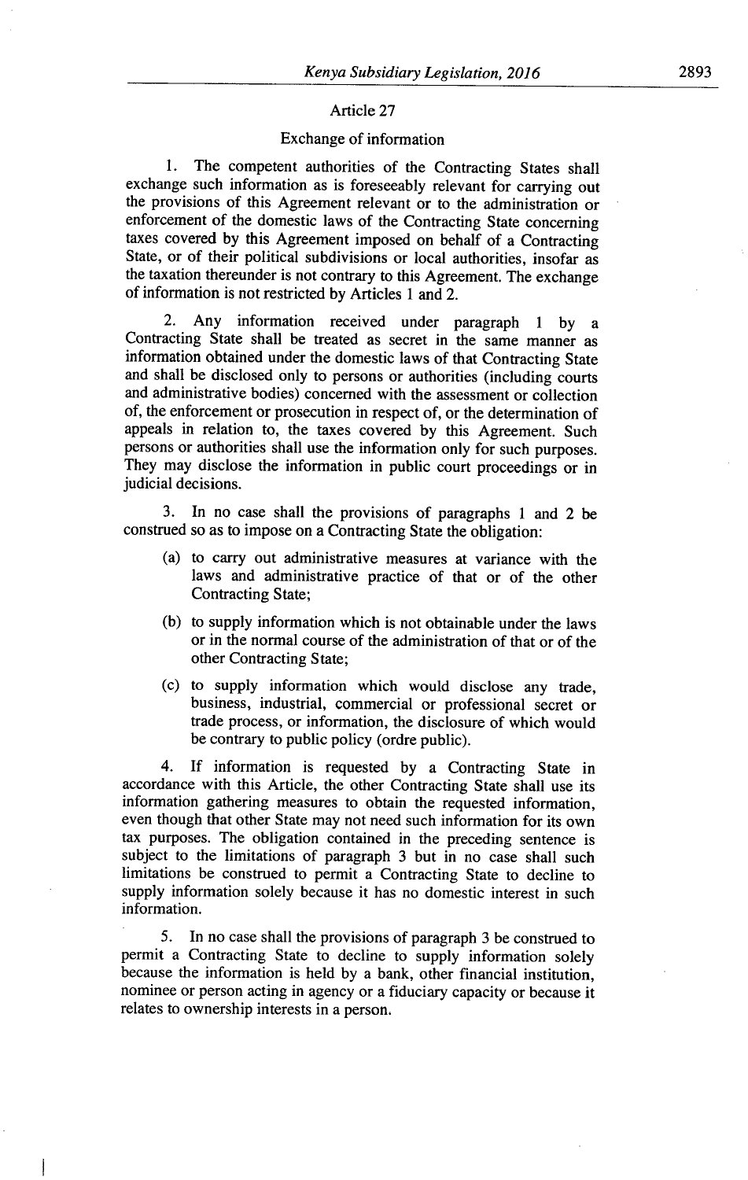## Article 27

### Exchange of information

1. The competent authorities of the Contracting States shall exchange such information as is foreseeably relevant for carrying out the provisions of this Agreement relevant or to the administration or enforcement of the domestic laws of the Contracting State concerning taxes covered by this Agreement imposed on behalf of a Contracting State, or of their political subdivisions or local authorities, insofar as the taxation thereunder is not contrary to this Agreement. The exchange of information is not restricted by Articles 1 and 2.

2. Any information received under paragraph 1 by a Contracting State shall be treated as secret in the same manner as information obtained under the domestic laws of that Contracting State and shall be disclosed only to persons or authorities (including courts and administrative bodies) concerned with the assessment or collection of, the enforcement or prosecution in respect of, or the determination of appeals in relation to, the taxes covered by this Agreement. Such persons or authorities shall use the information only for such purposes. They may disclose the information in public court proceedings or in judicial decisions.

3. In no case shall the provisions of paragraphs 1 and 2 be construed so as to impose on a Contracting State the obligation:

(a) to carry out administrative measures at variance with the laws and administrative practice of that or of the other Contracting State;

(b) to supply information which is not obtainable under the laws or in the normal course of the administration of that or of the other Contracting State;

(c) to supply information which would disclose any trade, business, industrial, commercial or professional secret or trade process, or information, the disclosure of which would be contrary to public policy (ordre public).

4. If information is requested by a Contracting State in accordance with this Article, the other Contracting State shall use its information gathering measures to obtain the requested information, even though that other State may not need such information for its own tax purposes. The obligation contained in the preceding sentence is subject to the limitations of paragraph 3 but in no case shall such limitations be construed to permit a Contracting State to decline to supply information solely because it has no domestic interest in such information.

5. In no case shall the provisions of paragraph 3 be construed to permit a Contracting State to decline to supply information solely because the information is held by a bank, other financial institution, nominee or person acting in agency or a fiduciary capacity or because it relates to ownership interests in a person.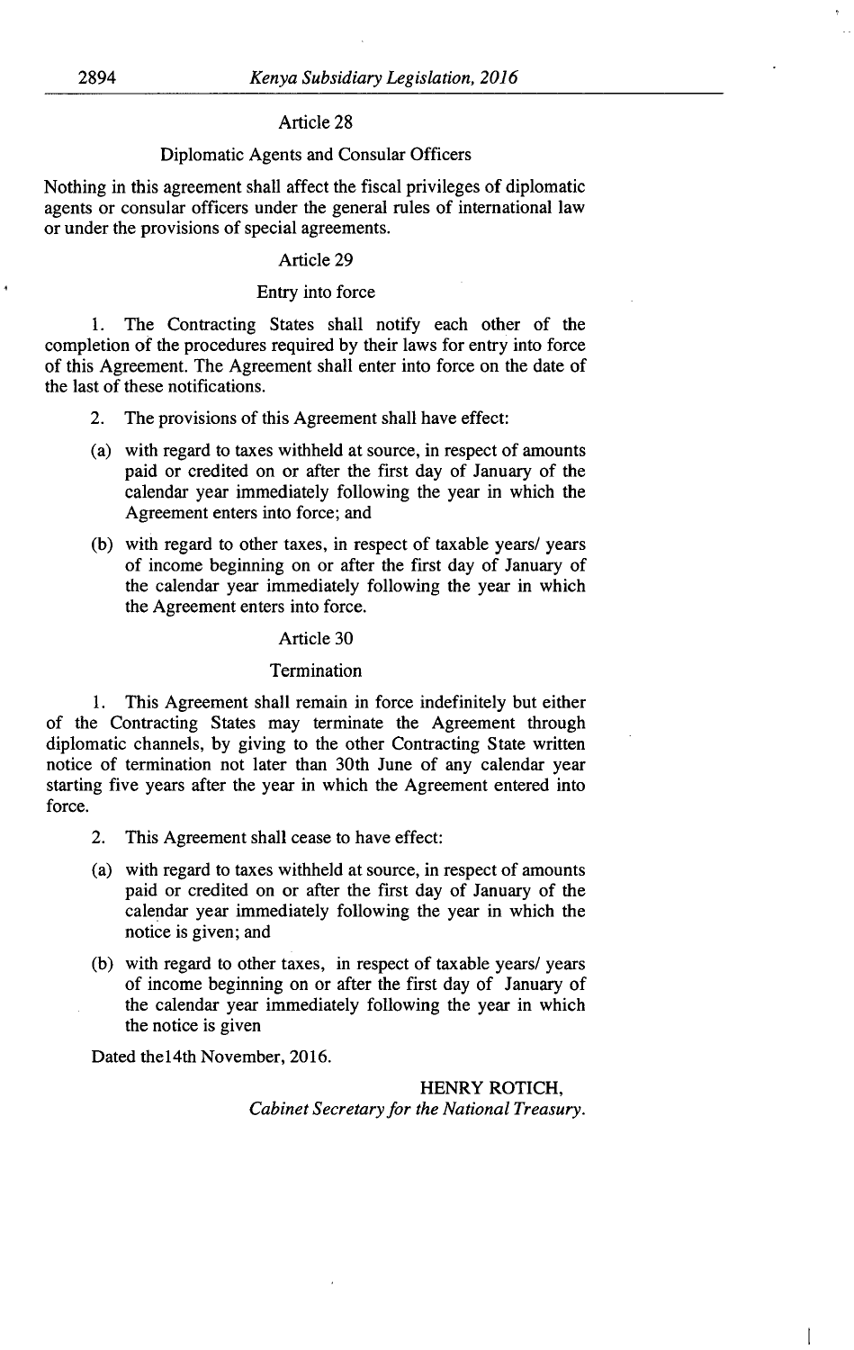## Article 28

### Diplomatic Agents and Consular Officers

Nothing in this agreement shall affect the fiscal privileges of diplomatic agents or consular officers under the general rules of international law or under the provisions of special agreements.

## Article 29

### Entry into force

1. The Contracting States shall notify each other of the completion of the procedures required by their laws for entry into force of this Agreement. The Agreement shall enter into force on the date of the last of these notifications.

2. The provisions of this Agreement shall have effect:

(a) with regard to taxes withheld at source, in respect of amounts paid or credited on or after the first day of January of the calendar year immediately following the year in which the Agreement enters into force; and

(b) with regard to other taxes, in respect of taxable years/ years of income beginning on or after the first day of January of the calendar year immediately following the year in which the Agreement enters into force.

## Article 30

### Termination

1. This Agreement shall remain in force indefinitely but either of the Contracting States may terminate the Agreement through diplomatic channels, by giving to the other Contracting State written notice of termination not later than 30th June of any calendar year starting five years after the year in which the Agreement entered into force.

2. This Agreement shall cease to have effect:

(a) with regard to taxes withheld at source, in respect of amounts paid or credited on or after the first day of January of the calendar year immediately following the year in which the notice is given; and

(b) with regard to other taxes, in respect of taxable years/ years of income beginning on or after the first day of January of the calendar year immediately following the year in which the notice is given

Dated the14th November, 2016.

HENRY ROTICH,
*Cabinet Secretary for the National Treasury.*